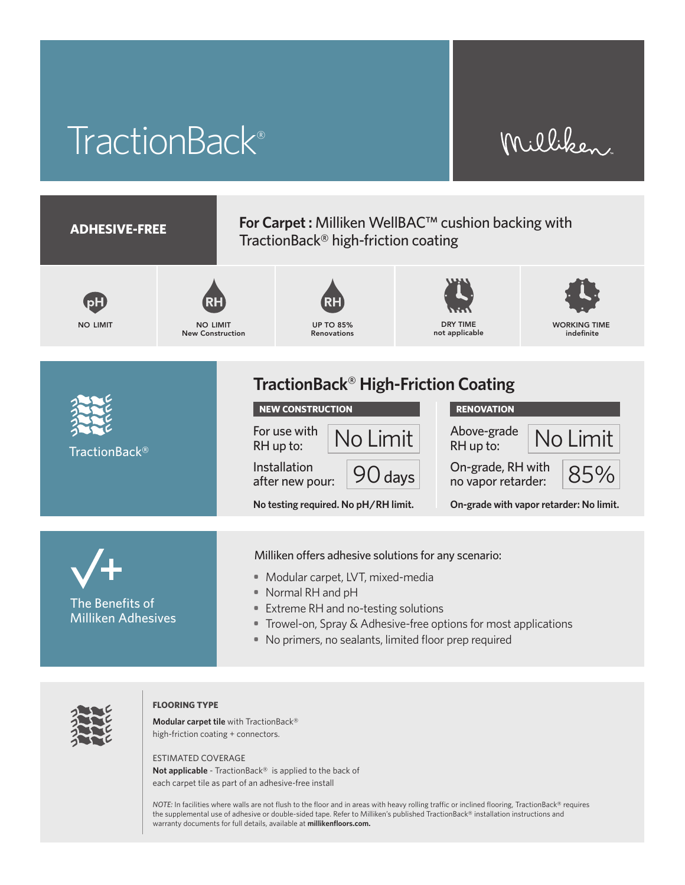# TractionBack®

Milliken

**ADHESIVE-FREE**

**For Carpet :** Milliken WellBAC™ cushion backing with TractionBack® high-friction coating

| pH | RH | RH | DRY TIME | WORKING TIME |
|---|---|---|---|---|
| NO LIMIT | NO LIMIT New Construction | UP TO 85% Renovations | not applicable | indefinite |

TractionBack®

## TractionBack® High-Friction Coating

| NEW CONSTRUCTION | | RENOVATION | |
|---|---|---|---|
| For use with RH up to: | No Limit | Above-grade RH up to: | No Limit |
| Installation after new pour: | 90 days | On-grade, RH with no vapor retarder: | 85% |

**No testing required. No pH/RH limit.**

**On-grade with vapor retarder: No limit.**

The Benefits of Milliken Adhesives

Milliken offers adhesive solutions for any scenario:

- Modular carpet, LVT, mixed-media
- Normal RH and pH
- Extreme RH and no-testing solutions
- Trowel-on, Spray & Adhesive-free options for most applications
- No primers, no sealants, limited floor prep required

**FLOORING TYPE**

**Modular carpet tile** with TractionBack® high-friction coating + connectors.

ESTIMATED COVERAGE

**Not applicable** - TractionBack® is applied to the back of each carpet tile as part of an adhesive-free install

*NOTE:* In facilities where walls are not flush to the floor and in areas with heavy rolling traffic or inclined flooring, TractionBack® requires the supplemental use of adhesive or double-sided tape. Refer to Milliken's published TractionBack® installation instructions and warranty documents for full details, available at **millikenfloors.com.**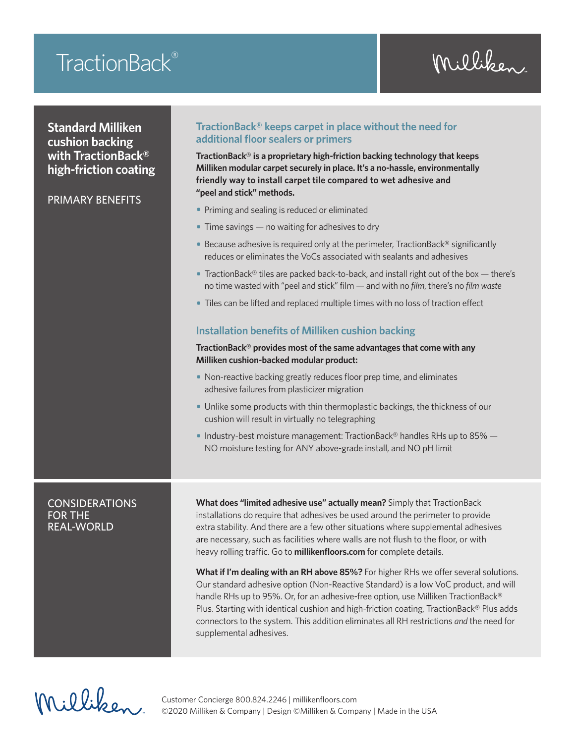# TractionBack®

## Standard Milliken cushion backing with TractionBack® high-friction coating

PRIMARY BENEFITS

### TractionBack® keeps carpet in place without the need for additional floor sealers or primers

**TractionBack® is a proprietary high-friction backing technology that keeps Milliken modular carpet securely in place. It's a no-hassle, environmentally friendly way to install carpet tile compared to wet adhesive and "peel and stick" methods.**

- Priming and sealing is reduced or eliminated
- Time savings — no waiting for adhesives to dry
- Because adhesive is required only at the perimeter, TractionBack® significantly reduces or eliminates the VoCs associated with sealants and adhesives
- TractionBack® tiles are packed back-to-back, and install right out of the box — there's no time wasted with "peel and stick" film — and with no *film*, there's no *film waste*
- Tiles can be lifted and replaced multiple times with no loss of traction effect

### Installation benefits of Milliken cushion backing

**TractionBack® provides most of the same advantages that come with any Milliken cushion-backed modular product:**

- Non-reactive backing greatly reduces floor prep time, and eliminates adhesive failures from plasticizer migration
- Unlike some products with thin thermoplastic backings, the thickness of our cushion will result in virtually no telegraphing
- Industry-best moisture management: TractionBack® handles RHs up to 85% — NO moisture testing for ANY above-grade install, and NO pH limit

CONSIDERATIONS FOR THE REAL-WORLD

**What does "limited adhesive use" actually mean?** Simply that TractionBack installations do require that adhesives be used around the perimeter to provide extra stability. And there are a few other situations where supplemental adhesives are necessary, such as facilities where walls are not flush to the floor, or with heavy rolling traffic. Go to **millikenfloors.com** for complete details.

**What if I'm dealing with an RH above 85%?** For higher RHs we offer several solutions. Our standard adhesive option (Non-Reactive Standard) is a low VoC product, and will handle RHs up to 95%. Or, for an adhesive-free option, use Milliken TractionBack® Plus. Starting with identical cushion and high-friction coating, TractionBack® Plus adds connectors to the system. This addition eliminates all RH restrictions *and* the need for supplemental adhesives.

Customer Concierge 800.824.2246 | millikenfloors.com
©2020 Milliken & Company | Design ©Milliken & Company | Made in the USA